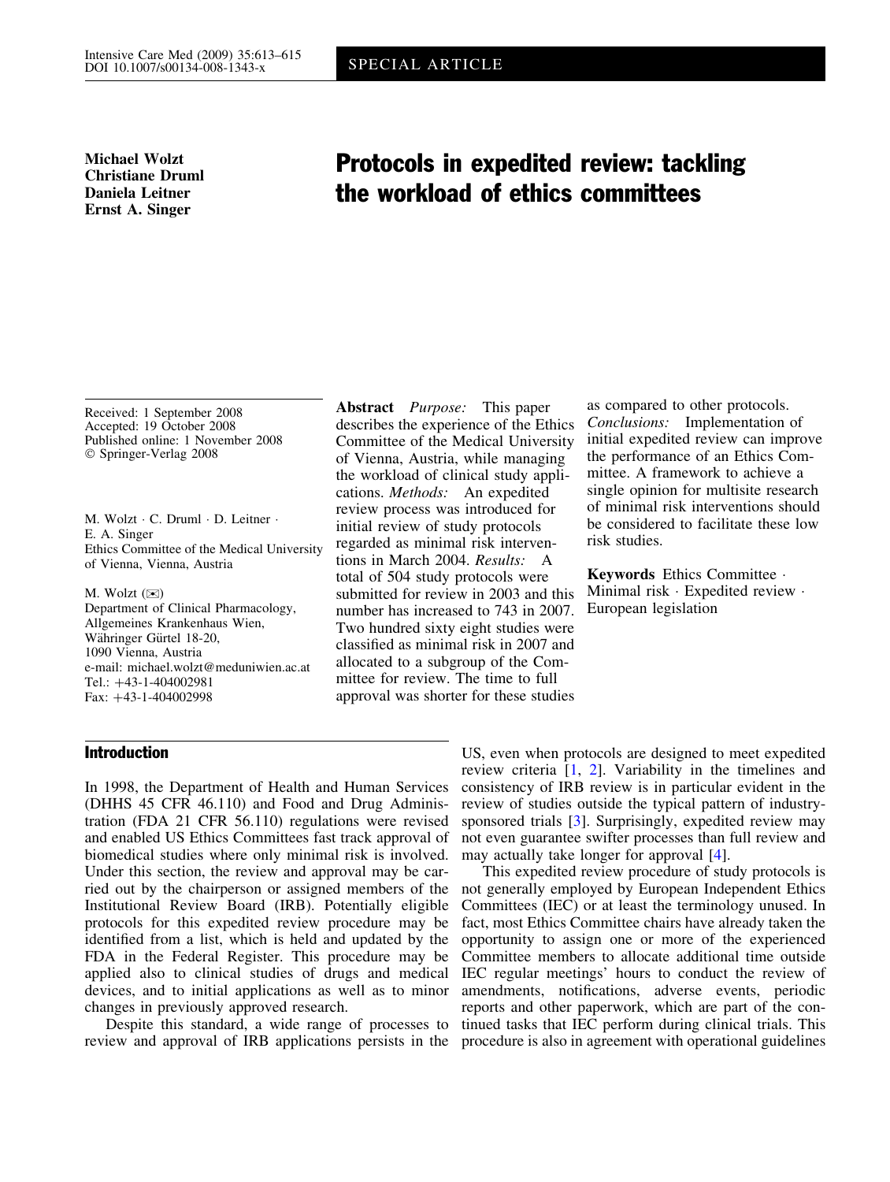SPECIAL ARTICLE

**Michael Wolzt**
**Christiane Druml**
**Daniela Leitner**
**Ernst A. Singer**

# Protocols in expedited review: tackling the workload of ethics committees

Received: 1 September 2008
Accepted: 19 October 2008
Published online: 1 November 2008
© Springer-Verlag 2008

M. Wolzt · C. Druml · D. Leitner · E. A. Singer
Ethics Committee of the Medical University of Vienna, Vienna, Austria

M. Wolzt (✉)
Department of Clinical Pharmacology, Allgemeines Krankenhaus Wien, Währinger Gürtel 18-20, 1090 Vienna, Austria
e-mail: michael.wolzt@meduniwien.ac.at
Tel.: +43-1-404002981
Fax: +43-1-404002998

**Abstract** *Purpose:* This paper describes the experience of the Ethics Committee of the Medical University of Vienna, Austria, while managing the workload of clinical study applications. *Methods:* An expedited review process was introduced for initial review of study protocols regarded as minimal risk interventions in March 2004. *Results:* A total of 504 study protocols were submitted for review in 2003 and this number has increased to 743 in 2007. Two hundred sixty eight studies were classified as minimal risk in 2007 and allocated to a subgroup of the Committee for review. The time to full approval was shorter for these studies as compared to other protocols. *Conclusions:* Implementation of initial expedited review can improve the performance of an Ethics Committee. A framework to achieve a single opinion for multisite research of minimal risk interventions should be considered to facilitate these low risk studies.

**Keywords** Ethics Committee · Minimal risk · Expedited review · European legislation

## Introduction

In 1998, the Department of Health and Human Services (DHHS 45 CFR 46.110) and Food and Drug Administration (FDA 21 CFR 56.110) regulations were revised and enabled US Ethics Committees fast track approval of biomedical studies where only minimal risk is involved. Under this section, the review and approval may be carried out by the chairperson or assigned members of the Institutional Review Board (IRB). Potentially eligible protocols for this expedited review procedure may be identified from a list, which is held and updated by the FDA in the Federal Register. This procedure may be applied also to clinical studies of drugs and medical devices, and to initial applications as well as to minor changes in previously approved research.

Despite this standard, a wide range of processes to review and approval of IRB applications persists in the US, even when protocols are designed to meet expedited review criteria [1, 2]. Variability in the timelines and consistency of IRB review is in particular evident in the review of studies outside the typical pattern of industry-sponsored trials [3]. Surprisingly, expedited review may not even guarantee swifter processes than full review and may actually take longer for approval [4].

This expedited review procedure of study protocols is not generally employed by European Independent Ethics Committees (IEC) or at least the terminology unused. In fact, most Ethics Committee chairs have already taken the opportunity to assign one or more of the experienced Committee members to allocate additional time outside IEC regular meetings' hours to conduct the review of amendments, notifications, adverse events, periodic reports and other paperwork, which are part of the continued tasks that IEC perform during clinical trials. This procedure is also in agreement with operational guidelines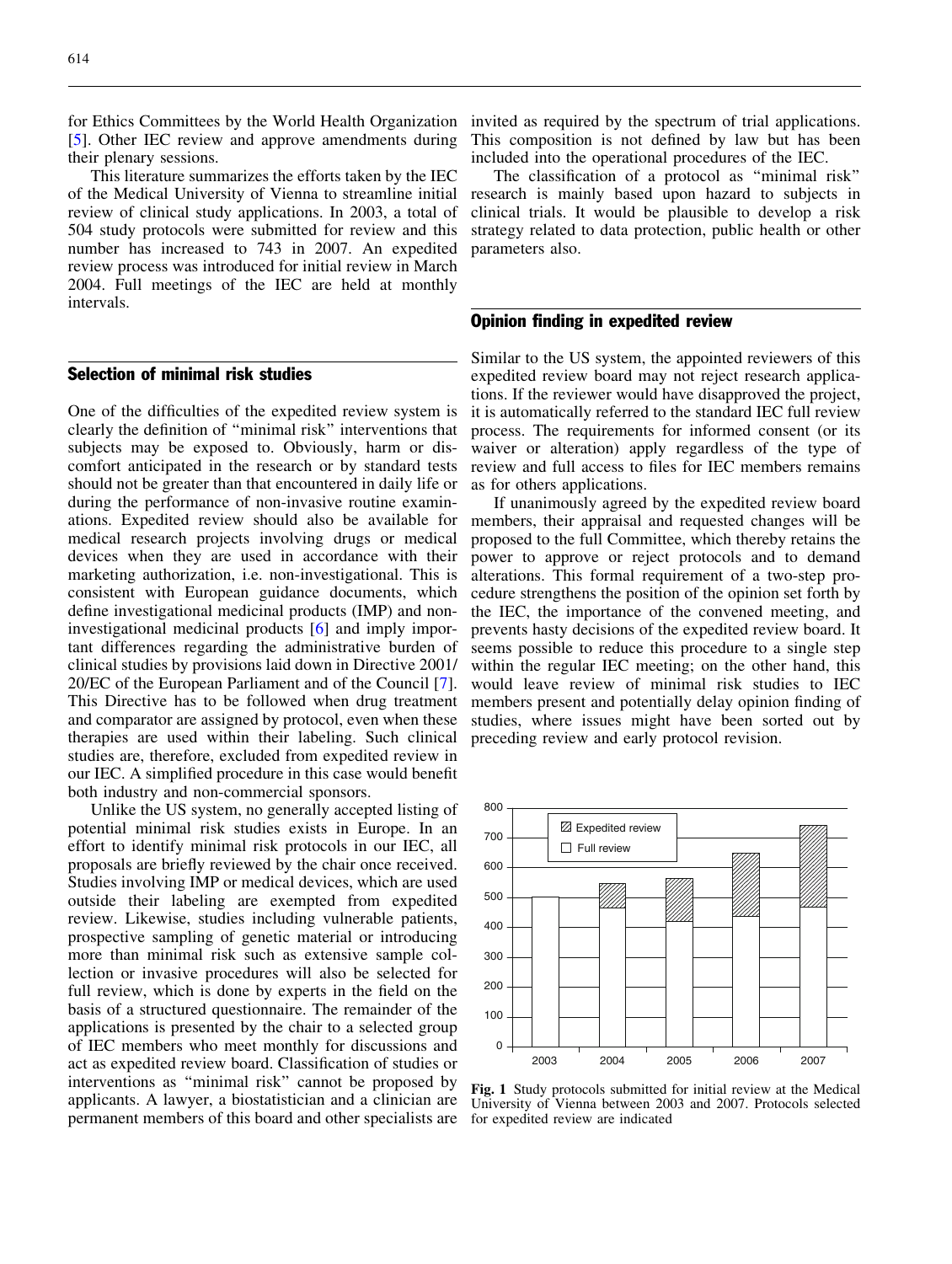for Ethics Committees by the World Health Organization [5]. Other IEC review and approve amendments during their plenary sessions.

This literature summarizes the efforts taken by the IEC of the Medical University of Vienna to streamline initial review of clinical study applications. In 2003, a total of 504 study protocols were submitted for review and this number has increased to 743 in 2007. An expedited review process was introduced for initial review in March 2004. Full meetings of the IEC are held at monthly intervals.

## Selection of minimal risk studies

One of the difficulties of the expedited review system is clearly the definition of "minimal risk" interventions that subjects may be exposed to. Obviously, harm or discomfort anticipated in the research or by standard tests should not be greater than that encountered in daily life or during the performance of non-invasive routine examinations. Expedited review should also be available for medical research projects involving drugs or medical devices when they are used in accordance with their marketing authorization, i.e. non-investigational. This is consistent with European guidance documents, which define investigational medicinal products (IMP) and non-investigational medicinal products [6] and imply important differences regarding the administrative burden of clinical studies by provisions laid down in Directive 2001/20/EC of the European Parliament and of the Council [7]. This Directive has to be followed when drug treatment and comparator are assigned by protocol, even when these therapies are used within their labeling. Such clinical studies are, therefore, excluded from expedited review in our IEC. A simplified procedure in this case would benefit both industry and non-commercial sponsors.

Unlike the US system, no generally accepted listing of potential minimal risk studies exists in Europe. In an effort to identify minimal risk protocols in our IEC, all proposals are briefly reviewed by the chair once received. Studies involving IMP or medical devices, which are used outside their labeling are exempted from expedited review. Likewise, studies including vulnerable patients, prospective sampling of genetic material or introducing more than minimal risk such as extensive sample collection or invasive procedures will also be selected for full review, which is done by experts in the field on the basis of a structured questionnaire. The remainder of the applications is presented by the chair to a selected group of IEC members who meet monthly for discussions and act as expedited review board. Classification of studies or interventions as "minimal risk" cannot be proposed by applicants. A lawyer, a biostatistician and a clinician are permanent members of this board and other specialists are invited as required by the spectrum of trial applications. This composition is not defined by law but has been included into the operational procedures of the IEC.

The classification of a protocol as "minimal risk" research is mainly based upon hazard to subjects in clinical trials. It would be plausible to develop a risk strategy related to data protection, public health or other parameters also.

## Opinion finding in expedited review

Similar to the US system, the appointed reviewers of this expedited review board may not reject research applications. If the reviewer would have disapproved the project, it is automatically referred to the standard IEC full review process. The requirements for informed consent (or its waiver or alteration) apply regardless of the type of review and full access to files for IEC members remains as for others applications.

If unanimously agreed by the expedited review board members, their appraisal and requested changes will be proposed to the full Committee, which thereby retains the power to approve or reject protocols and to demand alterations. This formal requirement of a two-step procedure strengthens the position of the opinion set forth by the IEC, the importance of the convened meeting, and prevents hasty decisions of the expedited review board. It seems possible to reduce this procedure to a single step within the regular IEC meeting; on the other hand, this would leave review of minimal risk studies to IEC members present and potentially delay opinion finding of studies, where issues might have been sorted out by preceding review and early protocol revision.

800
700
600
500
400
300
200
100
0

Expedited review
Full review

2003 2004 2005 2006 2007

**Fig. 1** Study protocols submitted for initial review at the Medical University of Vienna between 2003 and 2007. Protocols selected for expedited review are indicated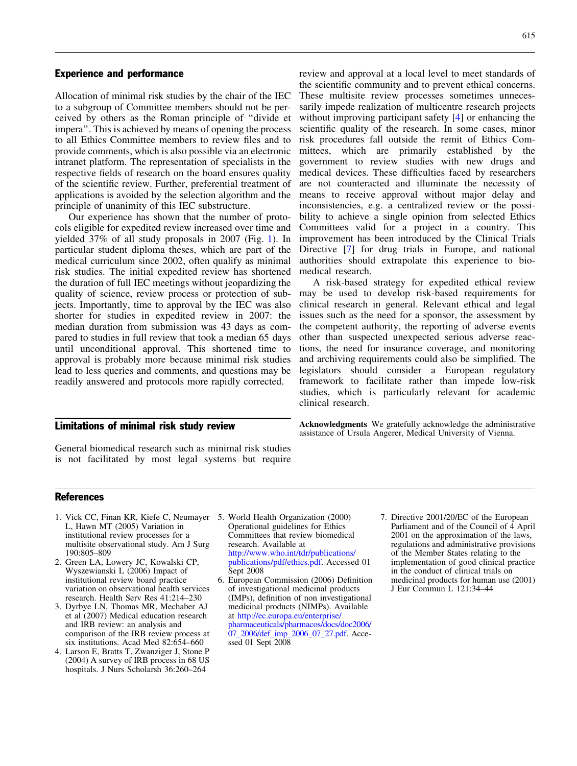## Experience and performance

Allocation of minimal risk studies by the chair of the IEC to a subgroup of Committee members should not be perceived by others as the Roman principle of "divide et impera". This is achieved by means of opening the process to all Ethics Committee members to review files and to provide comments, which is also possible via an electronic intranet platform. The representation of specialists in the respective fields of research on the board ensures quality of the scientific review. Further, preferential treatment of applications is avoided by the selection algorithm and the principle of unanimity of this IEC substructure.

Our experience has shown that the number of protocols eligible for expedited review increased over time and yielded 37% of all study proposals in 2007 (Fig. 1). In particular student diploma theses, which are part of the medical curriculum since 2002, often qualify as minimal risk studies. The initial expedited review has shortened the duration of full IEC meetings without jeopardizing the quality of science, review process or protection of subjects. Importantly, time to approval by the IEC was also shorter for studies in expedited review in 2007: the median duration from submission was 43 days as compared to studies in full review that took a median 65 days until unconditional approval. This shortened time to approval is probably more because minimal risk studies lead to less queries and comments, and questions may be readily answered and protocols more rapidly corrected.

## Limitations of minimal risk study review

General biomedical research such as minimal risk studies is not facilitated by most legal systems but require review and approval at a local level to meet standards of the scientific community and to prevent ethical concerns. These multisite review processes sometimes unnecessarily impede realization of multicentre research projects without improving participant safety [4] or enhancing the scientific quality of the research. In some cases, minor risk procedures fall outside the remit of Ethics Committees, which are primarily established by the government to review studies with new drugs and medical devices. These difficulties faced by researchers are not counteracted and illuminate the necessity of means to receive approval without major delay and inconsistencies, e.g. a centralized review or the possibility to achieve a single opinion from selected Ethics Committees valid for a project in a country. This improvement has been introduced by the Clinical Trials Directive [7] for drug trials in Europe, and national authorities should extrapolate this experience to biomedical research.

A risk-based strategy for expedited ethical review may be used to develop risk-based requirements for clinical research in general. Relevant ethical and legal issues such as the need for a sponsor, the assessment by the competent authority, the reporting of adverse events other than suspected unexpected serious adverse reactions, the need for insurance coverage, and monitoring and archiving requirements could also be simplified. The legislators should consider a European regulatory framework to facilitate rather than impede low-risk studies, which is particularly relevant for academic clinical research.

**Acknowledgments** We gratefully acknowledge the administrative assistance of Ursula Angerer, Medical University of Vienna.

## References

1. Vick CC, Finan KR, Kiefe C, Neumayer L, Hawn MT (2005) Variation in institutional review processes for a multisite observational study. Am J Surg 190:805–809
2. Green LA, Lowery JC, Kowalski CP, Wyszewianski L (2006) Impact of institutional review board practice variation on observational health services research. Health Serv Res 41:214–230
3. Dyrbye LN, Thomas MR, Mechaber AJ et al (2007) Medical education research and IRB review: an analysis and comparison of the IRB review process at six institutions. Acad Med 82:654–660
4. Larson E, Bratts T, Zwanziger J, Stone P (2004) A survey of IRB process in 68 US hospitals. J Nurs Scholarsh 36:260–264
5. World Health Organization (2000) Operational guidelines for Ethics Committees that review biomedical research. Available at http://www.who.int/tdr/publications/publications/pdf/ethics.pdf. Accessed 01 Sept 2008
6. European Commission (2006) Definition of investigational medicinal products (IMPs), definition of non investigational medicinal products (NIMPs). Available at http://ec.europa.eu/enterprise/pharmaceuticals/pharmacos/docs/doc2006/07_2006/def_imp_2006_07_27.pdf. Accessed 01 Sept 2008
7. Directive 2001/20/EC of the European Parliament and of the Council of 4 April 2001 on the approximation of the laws, regulations and administrative provisions of the Member States relating to the implementation of good clinical practice in the conduct of clinical trials on medicinal products for human use (2001) J Eur Commun L 121:34–44